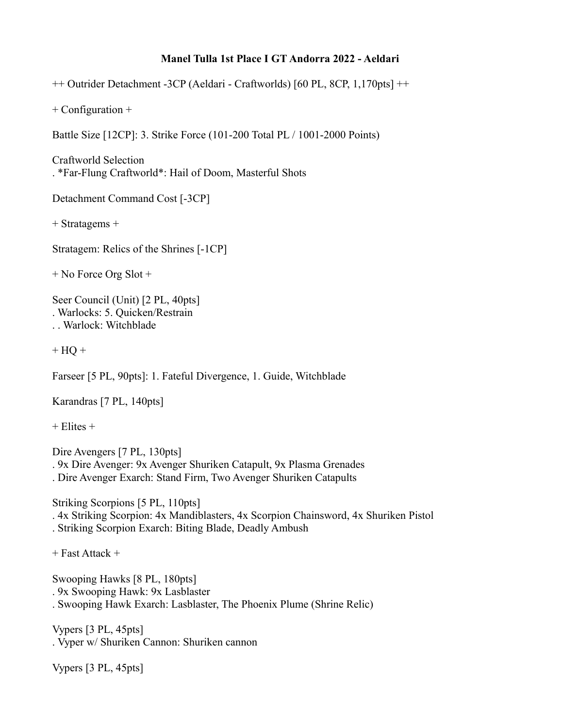**Manel Tulla 1st Place I GT Andorra 2022 - Aeldari**

++ Outrider Detachment -3CP (Aeldari - Craftworlds) [60 PL, 8CP, 1,170pts] ++

+ Configuration +

Battle Size [12CP]: 3. Strike Force (101-200 Total PL / 1001-2000 Points)

Craftworld Selection
. *Far-Flung Craftworld*: Hail of Doom, Masterful Shots

Detachment Command Cost [-3CP]

+ Stratagems +

Stratagem: Relics of the Shrines [-1CP]

+ No Force Org Slot +

Seer Council (Unit) [2 PL, 40pts]
. Warlocks: 5. Quicken/Restrain
. . Warlock: Witchblade

+ HQ +

Farseer [5 PL, 90pts]: 1. Fateful Divergence, 1. Guide, Witchblade

Karandras [7 PL, 140pts]

+ Elites +

Dire Avengers [7 PL, 130pts]
. 9x Dire Avenger: 9x Avenger Shuriken Catapult, 9x Plasma Grenades
. Dire Avenger Exarch: Stand Firm, Two Avenger Shuriken Catapults

Striking Scorpions [5 PL, 110pts]
. 4x Striking Scorpion: 4x Mandiblasters, 4x Scorpion Chainsword, 4x Shuriken Pistol
. Striking Scorpion Exarch: Biting Blade, Deadly Ambush

+ Fast Attack +

Swooping Hawks [8 PL, 180pts]
. 9x Swooping Hawk: 9x Lasblaster
. Swooping Hawk Exarch: Lasblaster, The Phoenix Plume (Shrine Relic)

Vypers [3 PL, 45pts]
. Vyper w/ Shuriken Cannon: Shuriken cannon

Vypers [3 PL, 45pts]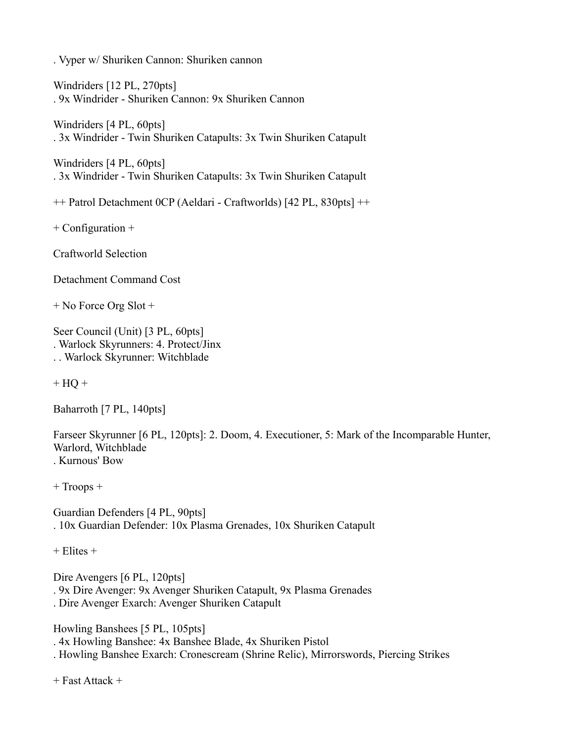. Vyper w/ Shuriken Cannon: Shuriken cannon

Windriders [12 PL, 270pts]
. 9x Windrider - Shuriken Cannon: 9x Shuriken Cannon

Windriders [4 PL, 60pts]
. 3x Windrider - Twin Shuriken Catapults: 3x Twin Shuriken Catapult

Windriders [4 PL, 60pts]
. 3x Windrider - Twin Shuriken Catapults: 3x Twin Shuriken Catapult

++ Patrol Detachment 0CP (Aeldari - Craftworlds) [42 PL, 830pts] ++

+ Configuration +

Craftworld Selection

Detachment Command Cost

+ No Force Org Slot +

Seer Council (Unit) [3 PL, 60pts]
. Warlock Skyrunners: 4. Protect/Jinx
. . Warlock Skyrunner: Witchblade

+ HQ +

Baharroth [7 PL, 140pts]

Farseer Skyrunner [6 PL, 120pts]: 2. Doom, 4. Executioner, 5: Mark of the Incomparable Hunter, Warlord, Witchblade
. Kurnous' Bow

+ Troops +

Guardian Defenders [4 PL, 90pts]
. 10x Guardian Defender: 10x Plasma Grenades, 10x Shuriken Catapult

+ Elites +

Dire Avengers [6 PL, 120pts]
. 9x Dire Avenger: 9x Avenger Shuriken Catapult, 9x Plasma Grenades
. Dire Avenger Exarch: Avenger Shuriken Catapult

Howling Banshees [5 PL, 105pts]
. 4x Howling Banshee: 4x Banshee Blade, 4x Shuriken Pistol
. Howling Banshee Exarch: Cronescream (Shrine Relic), Mirrorswords, Piercing Strikes

+ Fast Attack +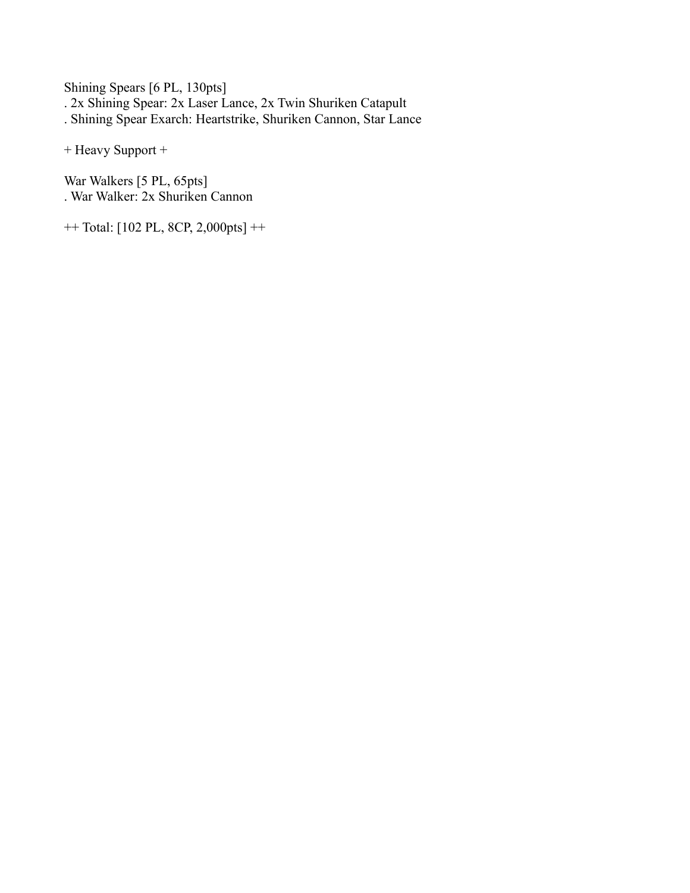Shining Spears [6 PL, 130pts]
. 2x Shining Spear: 2x Laser Lance, 2x Twin Shuriken Catapult
. Shining Spear Exarch: Heartstrike, Shuriken Cannon, Star Lance

+ Heavy Support +

War Walkers [5 PL, 65pts]
. War Walker: 2x Shuriken Cannon

++ Total: [102 PL, 8CP, 2,000pts] ++